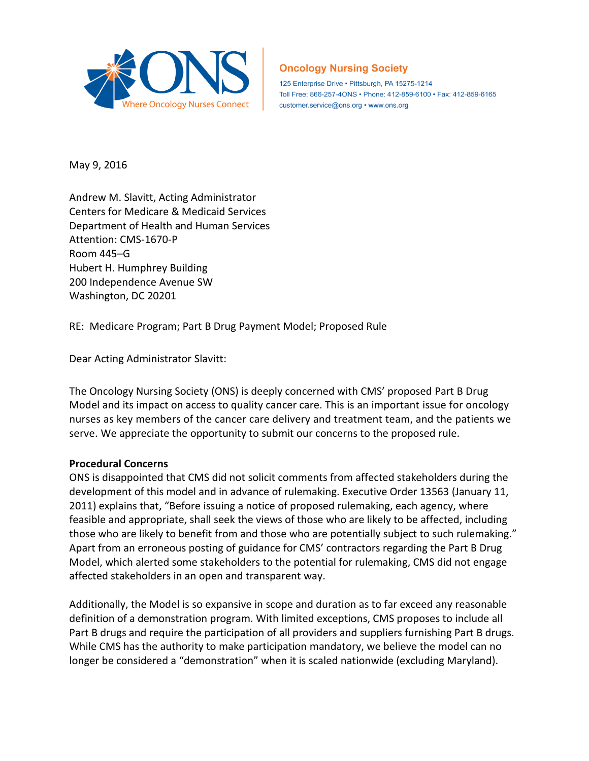**Oncology Nursing Society**

125 Enterprise Drive • Pittsburgh, PA 15275-1214
Toll Free: 866-257-4ONS • Phone: 412-859-6100 • Fax: 412-859-6165
customer.service@ons.org • www.ons.org

May 9, 2016

Andrew M. Slavitt, Acting Administrator
Centers for Medicare & Medicaid Services
Department of Health and Human Services
Attention: CMS-1670-P
Room 445–G
Hubert H. Humphrey Building
200 Independence Avenue SW
Washington, DC 20201

RE: Medicare Program; Part B Drug Payment Model; Proposed Rule

Dear Acting Administrator Slavitt:

The Oncology Nursing Society (ONS) is deeply concerned with CMS' proposed Part B Drug Model and its impact on access to quality cancer care. This is an important issue for oncology nurses as key members of the cancer care delivery and treatment team, and the patients we serve. We appreciate the opportunity to submit our concerns to the proposed rule.

**Procedural Concerns**

ONS is disappointed that CMS did not solicit comments from affected stakeholders during the development of this model and in advance of rulemaking. Executive Order 13563 (January 11, 2011) explains that, "Before issuing a notice of proposed rulemaking, each agency, where feasible and appropriate, shall seek the views of those who are likely to be affected, including those who are likely to benefit from and those who are potentially subject to such rulemaking." Apart from an erroneous posting of guidance for CMS' contractors regarding the Part B Drug Model, which alerted some stakeholders to the potential for rulemaking, CMS did not engage affected stakeholders in an open and transparent way.

Additionally, the Model is so expansive in scope and duration as to far exceed any reasonable definition of a demonstration program. With limited exceptions, CMS proposes to include all Part B drugs and require the participation of all providers and suppliers furnishing Part B drugs. While CMS has the authority to make participation mandatory, we believe the model can no longer be considered a "demonstration" when it is scaled nationwide (excluding Maryland).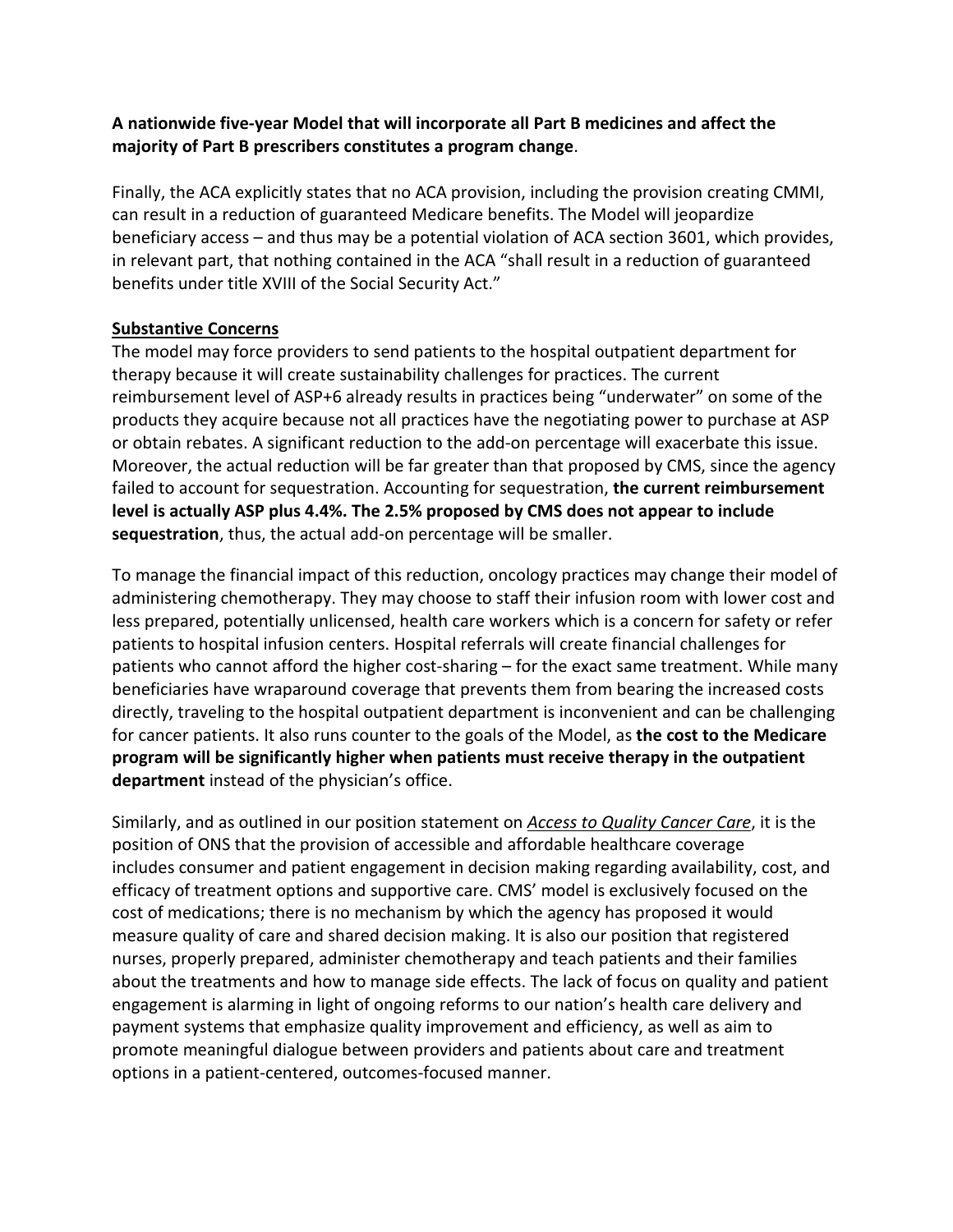**A nationwide five-year Model that will incorporate all Part B medicines and affect the majority of Part B prescribers constitutes a program change**.

Finally, the ACA explicitly states that no ACA provision, including the provision creating CMMI, can result in a reduction of guaranteed Medicare benefits. The Model will jeopardize beneficiary access – and thus may be a potential violation of ACA section 3601, which provides, in relevant part, that nothing contained in the ACA "shall result in a reduction of guaranteed benefits under title XVIII of the Social Security Act."

**Substantive Concerns**

The model may force providers to send patients to the hospital outpatient department for therapy because it will create sustainability challenges for practices. The current reimbursement level of ASP+6 already results in practices being "underwater" on some of the products they acquire because not all practices have the negotiating power to purchase at ASP or obtain rebates. A significant reduction to the add-on percentage will exacerbate this issue. Moreover, the actual reduction will be far greater than that proposed by CMS, since the agency failed to account for sequestration. Accounting for sequestration, **the current reimbursement level is actually ASP plus 4.4%. The 2.5% proposed by CMS does not appear to include sequestration**, thus, the actual add-on percentage will be smaller.

To manage the financial impact of this reduction, oncology practices may change their model of administering chemotherapy. They may choose to staff their infusion room with lower cost and less prepared, potentially unlicensed, health care workers which is a concern for safety or refer patients to hospital infusion centers. Hospital referrals will create financial challenges for patients who cannot afford the higher cost-sharing – for the exact same treatment. While many beneficiaries have wraparound coverage that prevents them from bearing the increased costs directly, traveling to the hospital outpatient department is inconvenient and can be challenging for cancer patients. It also runs counter to the goals of the Model, as **the cost to the Medicare program will be significantly higher when patients must receive therapy in the outpatient department** instead of the physician's office.

Similarly, and as outlined in our position statement on ***Access to Quality Cancer Care***, it is the position of ONS that the provision of accessible and affordable healthcare coverage includes consumer and patient engagement in decision making regarding availability, cost, and efficacy of treatment options and supportive care. CMS' model is exclusively focused on the cost of medications; there is no mechanism by which the agency has proposed it would measure quality of care and shared decision making. It is also our position that registered nurses, properly prepared, administer chemotherapy and teach patients and their families about the treatments and how to manage side effects. The lack of focus on quality and patient engagement is alarming in light of ongoing reforms to our nation's health care delivery and payment systems that emphasize quality improvement and efficiency, as well as aim to promote meaningful dialogue between providers and patients about care and treatment options in a patient-centered, outcomes-focused manner.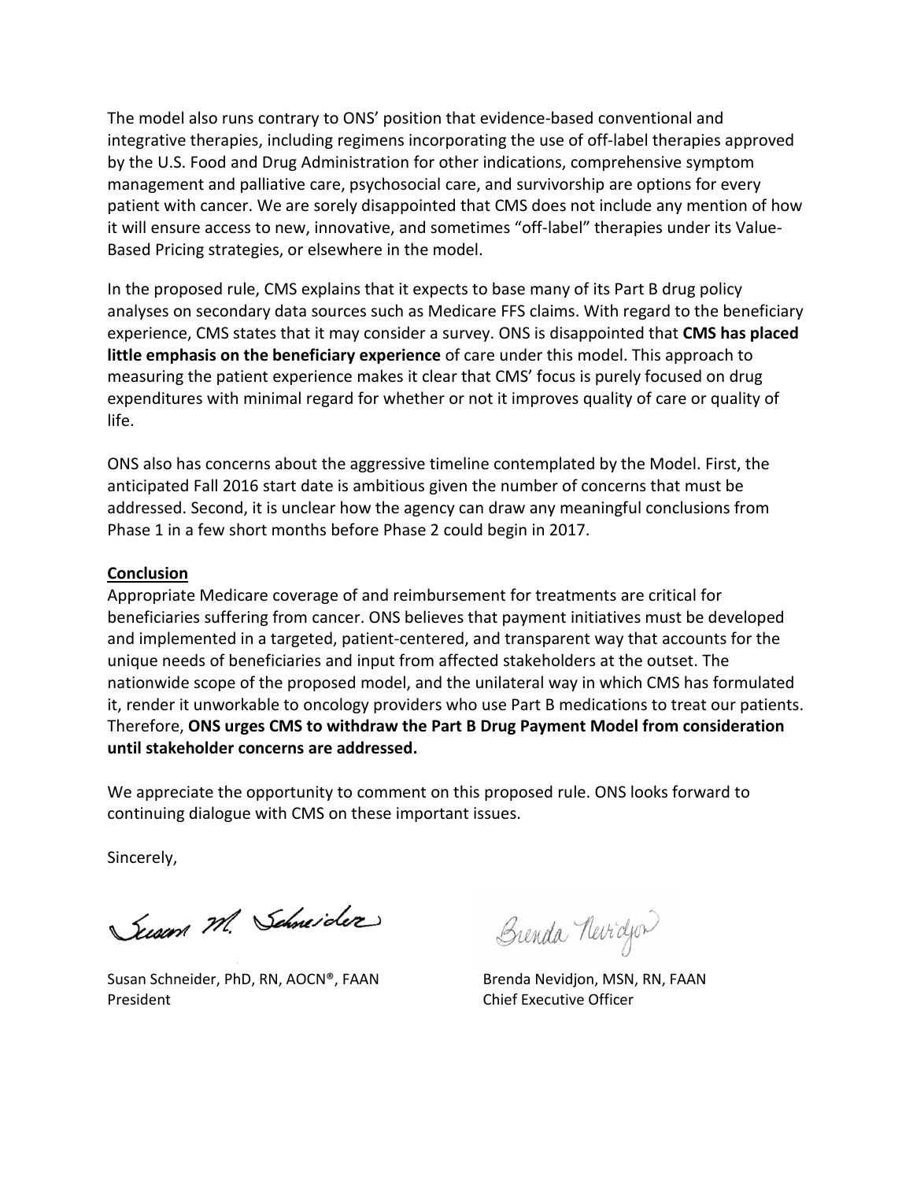The model also runs contrary to ONS' position that evidence-based conventional and integrative therapies, including regimens incorporating the use of off-label therapies approved by the U.S. Food and Drug Administration for other indications, comprehensive symptom management and palliative care, psychosocial care, and survivorship are options for every patient with cancer. We are sorely disappointed that CMS does not include any mention of how it will ensure access to new, innovative, and sometimes "off-label" therapies under its Value-Based Pricing strategies, or elsewhere in the model.

In the proposed rule, CMS explains that it expects to base many of its Part B drug policy analyses on secondary data sources such as Medicare FFS claims. With regard to the beneficiary experience, CMS states that it may consider a survey. ONS is disappointed that **CMS has placed little emphasis on the beneficiary experience** of care under this model. This approach to measuring the patient experience makes it clear that CMS' focus is purely focused on drug expenditures with minimal regard for whether or not it improves quality of care or quality of life.

ONS also has concerns about the aggressive timeline contemplated by the Model. First, the anticipated Fall 2016 start date is ambitious given the number of concerns that must be addressed. Second, it is unclear how the agency can draw any meaningful conclusions from Phase 1 in a few short months before Phase 2 could begin in 2017.

**Conclusion**

Appropriate Medicare coverage of and reimbursement for treatments are critical for beneficiaries suffering from cancer. ONS believes that payment initiatives must be developed and implemented in a targeted, patient-centered, and transparent way that accounts for the unique needs of beneficiaries and input from affected stakeholders at the outset. The nationwide scope of the proposed model, and the unilateral way in which CMS has formulated it, render it unworkable to oncology providers who use Part B medications to treat our patients. Therefore, **ONS urges CMS to withdraw the Part B Drug Payment Model from consideration until stakeholder concerns are addressed.**

We appreciate the opportunity to comment on this proposed rule. ONS looks forward to continuing dialogue with CMS on these important issues.

Sincerely,

Susan M. Schneider

Susan Schneider, PhD, RN, AOCN®, FAAN
President

Brenda Nevidjon

Brenda Nevidjon, MSN, RN, FAAN
Chief Executive Officer